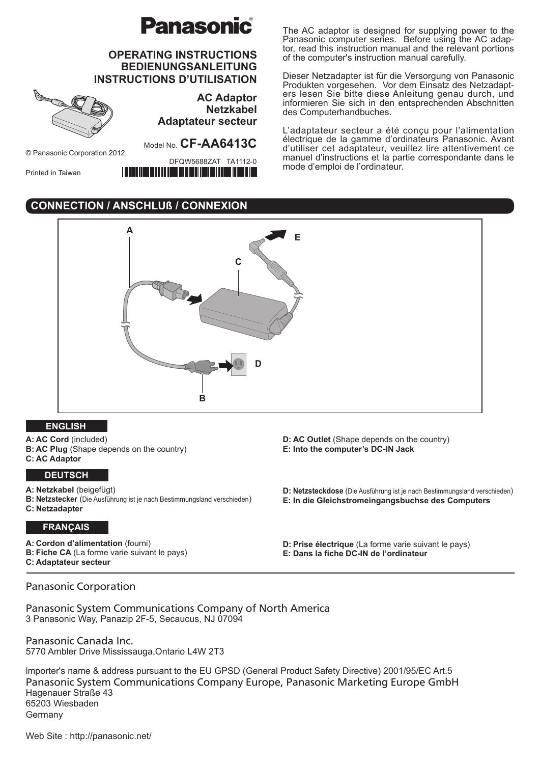# Panasonic

## OPERATING INSTRUCTIONS
## BEDIENUNGSANLEITUNG
## INSTRUCTIONS D'UTILISATION

**AC Adaptor**
**Netzkabel**
**Adaptateur secteur**

Model No. **CF-AA6413C**

© Panasonic Corporation 2012

DFQW5688ZAT TA1112-0

Printed in Taiwan

The AC adaptor is designed for supplying power to the Panasonic computer series. Before using the AC adaptor, read this instruction manual and the relevant portions of the computer's instruction manual carefully.

Dieser Netzadapter ist für die Versorgung von Panasonic Produkten vorgesehen. Vor dem Einsatz des Netzadapters lesen Sie bitte diese Anleitung genau durch, und informieren Sie sich in den entsprechenden Abschnitten des Computerhandbuches.

L'adaptateur secteur a été conçu pour l'alimentation électrique de la gamme d'ordinateurs Panasonic. Avant d'utiliser cet adaptateur, veuillez lire attentivement ce manuel d'instructions et la partie correspondante dans le mode d'emploi de l'ordinateur.

## CONNECTION / ANSCHLUß / CONNEXION

A C E D B

### ENGLISH

**A: AC Cord** (included)
**B: AC Plug** (Shape depends on the country)
**C: AC Adaptor**
**D: AC Outlet** (Shape depends on the country)
**E: Into the computer's DC-IN Jack**

### DEUTSCH

**A: Netzkabel** (beigefügt)
**B: Netzstecker** (Die Ausführung ist je nach Bestimmungsland verschieden)
**C: Netzadapter**
**D: Netzsteckdose** (Die Ausführung ist je nach Bestimmungsland verschieden)
**E: In die Gleichstromeingangsbuchse des Computers**

### FRANÇAIS

**A: Cordon d'alimentation** (fourni)
**B: Fiche CA** (La forme varie suivant le pays)
**C: Adaptateur secteur**
**D: Prise électrique** (La forme varie suivant le pays)
**E: Dans la fiche DC-IN de l'ordinateur**

---

Panasonic Corporation

Panasonic System Communications Company of North America
3 Panasonic Way, Panazip 2F-5, Secaucus, NJ 07094

Panasonic Canada Inc.
5770 Ambler Drive Mississauga,Ontario L4W 2T3

Importer's name & address pursuant to the EU GPSD (General Product Safety Directive) 2001/95/EC Art.5
Panasonic System Communications Company Europe, Panasonic Marketing Europe GmbH
Hagenauer Straße 43
65203 Wiesbaden
Germany

Web Site : http://panasonic.net/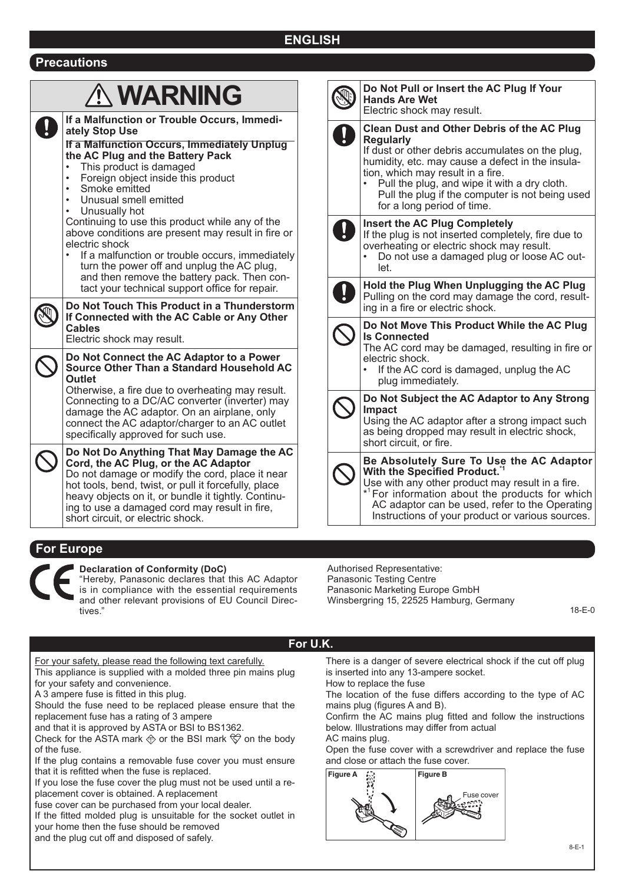# ENGLISH

## Precautions

### ⚠ WARNING

**If a Malfunction or Trouble Occurs, Immediately Stop Use**

**If a Malfunction Occurs, Immediately Unplug the AC Plug and the Battery Pack**

- This product is damaged
- Foreign object inside this product
- Smoke emitted
- Unusual smell emitted
- Unusually hot

Continuing to use this product while any of the above conditions are present may result in fire or electric shock

- If a malfunction or trouble occurs, immediately turn the power off and unplug the AC plug, and then remove the battery pack. Then contact your technical support office for repair.

**Do Not Touch This Product in a Thunderstorm If Connected with the AC Cable or Any Other Cables**

Electric shock may result.

**Do Not Connect the AC Adaptor to a Power Source Other Than a Standard Household AC Outlet**

Otherwise, a fire due to overheating may result. Connecting to a DC/AC converter (inverter) may damage the AC adaptor. On an airplane, only connect the AC adaptor/charger to an AC outlet specifically approved for such use.

**Do Not Do Anything That May Damage the AC Cord, the AC Plug, or the AC Adaptor**

Do not damage or modify the cord, place it near hot tools, bend, twist, or pull it forcefully, place heavy objects on it, or bundle it tightly. Continuing to use a damaged cord may result in fire, short circuit, or electric shock.

**Do Not Pull or Insert the AC Plug If Your Hands Are Wet**

Electric shock may result.

**Clean Dust and Other Debris of the AC Plug Regularly**

If dust or other debris accumulates on the plug, humidity, etc. may cause a defect in the insulation, which may result in a fire.

- Pull the plug, and wipe it with a dry cloth. Pull the plug if the computer is not being used for a long period of time.

**Insert the AC Plug Completely**

If the plug is not inserted completely, fire due to overheating or electric shock may result.

- Do not use a damaged plug or loose AC outlet.

**Hold the Plug When Unplugging the AC Plug**

Pulling on the cord may damage the cord, resulting in a fire or electric shock.

**Do Not Move This Product While the AC Plug Is Connected**

The AC cord may be damaged, resulting in fire or electric shock.

- If the AC cord is damaged, unplug the AC plug immediately.

**Do Not Subject the AC Adaptor to Any Strong Impact**

Using the AC adaptor after a strong impact such as being dropped may result in electric shock, short circuit, or fire.

**Be Absolutely Sure To Use the AC Adaptor With the Specified Product.**[*1]

Use with any other product may result in a fire.

[*1] For information about the products for which AC adaptor can be used, refer to the Operating Instructions of your product or various sources.

## For Europe

**Declaration of Conformity (DoC)**

"Hereby, Panasonic declares that this AC Adaptor is in compliance with the essential requirements and other relevant provisions of EU Council Directives."

Authorised Representative:
Panasonic Testing Centre
Panasonic Marketing Europe GmbH
Winsbergring 15, 22525 Hamburg, Germany

18-E-0

## For U.K.

For your safety, please read the following text carefully.

This appliance is supplied with a molded three pin mains plug for your safety and convenience.

A 3 ampere fuse is fitted in this plug.

Should the fuse need to be replaced please ensure that the replacement fuse has a rating of 3 ampere and that it is approved by ASTA or BSI to BS1362.

Check for the ASTA mark or the BSI mark on the body of the fuse.

If the plug contains a removable fuse cover you must ensure that it is refitted when the fuse is replaced.

If you lose the fuse cover the plug must not be used until a replacement cover is obtained. A replacement fuse cover can be purchased from your local dealer.

If the fitted molded plug is unsuitable for the socket outlet in your home then the fuse should be removed and the plug cut off and disposed of safely.

There is a danger of severe electrical shock if the cut off plug is inserted into any 13-ampere socket.

How to replace the fuse

The location of the fuse differs according to the type of AC mains plug (figures A and B).

Confirm the AC mains plug fitted and follow the instructions below. Illustrations may differ from actual AC mains plug.

Open the fuse cover with a screwdriver and replace the fuse and close or attach the fuse cover.

Figure A

Figure B

Fuse cover

8-E-1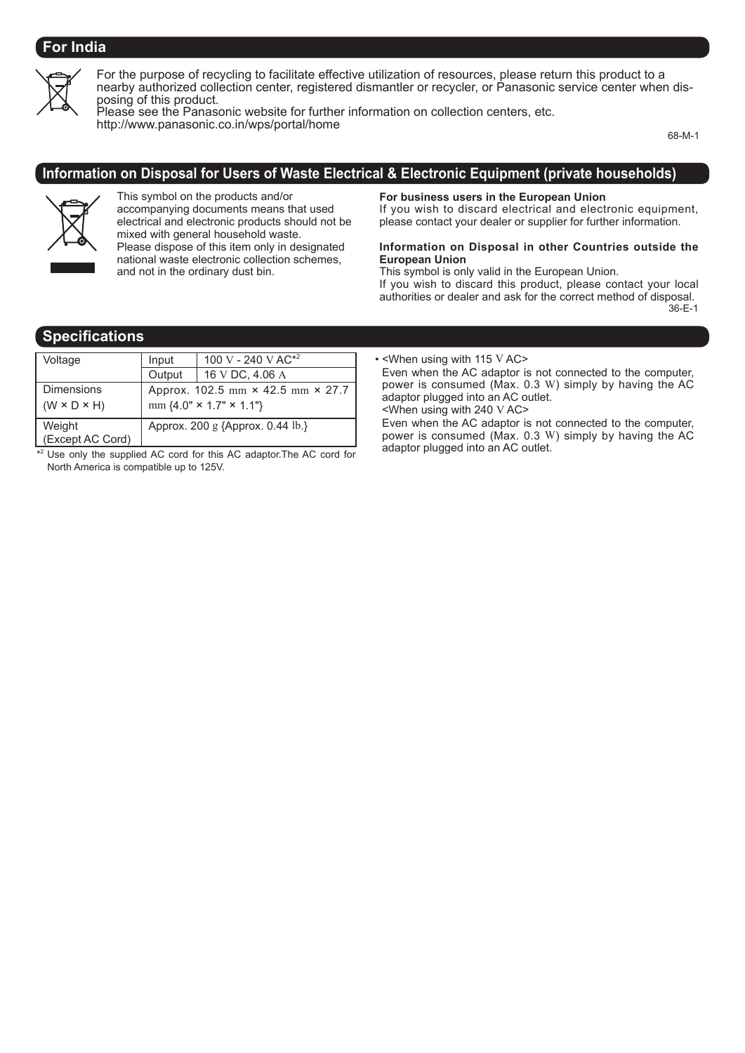## For India

For the purpose of recycling to facilitate effective utilization of resources, please return this product to a nearby authorized collection center, registered dismantler or recycler, or Panasonic service center when disposing of this product.
Please see the Panasonic website for further information on collection centers, etc.
http://www.panasonic.co.in/wps/portal/home

68-M-1

## Information on Disposal for Users of Waste Electrical & Electronic Equipment (private households)

This symbol on the products and/or accompanying documents means that used electrical and electronic products should not be mixed with general household waste.
Please dispose of this item only in designated national waste electronic collection schemes, and not in the ordinary dust bin.

**For business users in the European Union**
If you wish to discard electrical and electronic equipment, please contact your dealer or supplier for further information.

**Information on Disposal in other Countries outside the European Union**
This symbol is only valid in the European Union.
If you wish to discard this product, please contact your local authorities or dealer and ask for the correct method of disposal.

36-E-1

## Specifications

| Voltage | Input | 100 V - 240 V AC*[2] |
|---|---|---|
| | Output | 16 V DC, 4.06 A |
| Dimensions (W × D × H) | Approx. 102.5 mm × 42.5 mm × 27.7 mm {4.0" × 1.7" × 1.1"} | |
| Weight (Except AC Cord) | Approx. 200 g {Approx. 0.44 lb.} | |

*[2] Use only the supplied AC cord for this AC adaptor.The AC cord for North America is compatible up to 125V.

- <When using with 115 V AC>
  Even when the AC adaptor is not connected to the computer, power is consumed (Max. 0.3 W) simply by having the AC adaptor plugged into an AC outlet.
  <When using with 240 V AC>
  Even when the AC adaptor is not connected to the computer, power is consumed (Max. 0.3 W) simply by having the AC adaptor plugged into an AC outlet.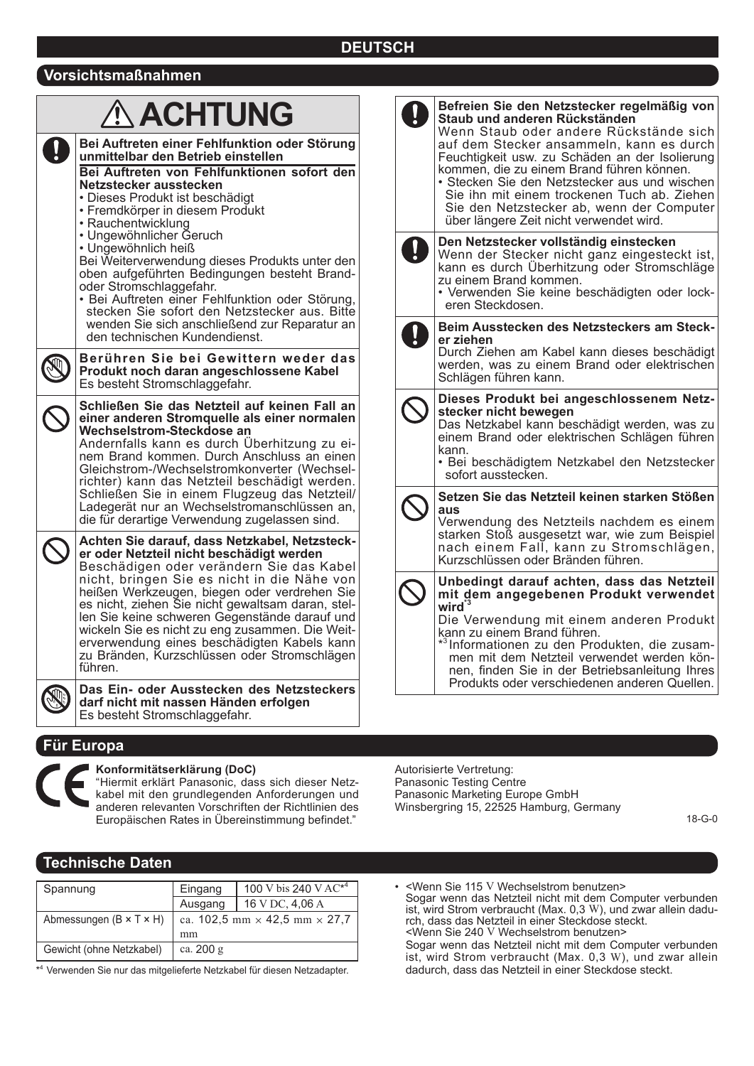# DEUTSCH

## Vorsichtsmaßnahmen

### ⚠ ACHTUNG

**Bei Auftreten einer Fehlfunktion oder Störung unmittelbar den Betrieb einstellen**

**Bei Auftreten von Fehlfunktionen sofort den Netzstecker ausstecken**
- Dieses Produkt ist beschädigt
- Fremdkörper in diesem Produkt
- Rauchentwicklung
- Ungewöhnlicher Geruch
- Ungewöhnlich heiß

Bei Weiterverwendung dieses Produkts unter den oben aufgeführten Bedingungen besteht Brand- oder Stromschlaggefahr.
- Bei Auftreten einer Fehlfunktion oder Störung, stecken Sie sofort den Netzstecker aus. Bitte wenden Sie sich anschließend zur Reparatur an den technischen Kundendienst.

**Berühren Sie bei Gewittern weder das Produkt noch daran angeschlossene Kabel**
Es besteht Stromschlaggefahr.

**Schließen Sie das Netzteil auf keinen Fall an einer anderen Stromquelle als einer normalen Wechselstrom-Steckdose an**
Andernfalls kann es durch Überhitzung zu einem Brand kommen. Durch Anschluss an einen Gleichstrom-/Wechselstromkonverter (Wechselrichter) kann das Netzteil beschädigt werden. Schließen Sie in einem Flugzeug das Netzteil/Ladegerät nur an Wechselstromanschlüssen an, die für derartige Verwendung zugelassen sind.

**Achten Sie darauf, dass Netzkabel, Netzstecker oder Netzteil nicht beschädigt werden**
Beschädigen oder verändern Sie das Kabel nicht, bringen Sie es nicht in die Nähe von heißen Werkzeugen, biegen oder verdrehen Sie es nicht, ziehen Sie nicht gewaltsam daran, stellen Sie keine schweren Gegenstände darauf und wickeln Sie es nicht zu eng zusammen. Die Weiterverwendung eines beschädigten Kabels kann zu Bränden, Kurzschlüssen oder Stromschlägen führen.

**Das Ein- oder Ausstecken des Netzsteckers darf nicht mit nassen Händen erfolgen**
Es besteht Stromschlaggefahr.

**Befreien Sie den Netzstecker regelmäßig von Staub und anderen Rückständen**
Wenn Staub oder andere Rückstände sich auf dem Stecker ansammeln, kann es durch Feuchtigkeit usw. zu Schäden an der Isolierung kommen, die zu einem Brand führen können.
- Stecken Sie den Netzstecker aus und wischen Sie ihn mit einem trockenen Tuch ab. Ziehen Sie den Netzstecker ab, wenn der Computer über längere Zeit nicht verwendet wird.

**Den Netzstecker vollständig einstecken**
Wenn der Stecker nicht ganz eingesteckt ist, kann es durch Überhitzung oder Stromschläge zu einem Brand kommen.
- Verwenden Sie keine beschädigten oder lockeren Steckdosen.

**Beim Ausstecken des Netzsteckers am Stecker ziehen**
Durch Ziehen am Kabel kann dieses beschädigt werden, was zu einem Brand oder elektrischen Schlägen führen kann.

**Dieses Produkt bei angeschlossenem Netzstecker nicht bewegen**
Das Netzkabel kann beschädigt werden, was zu einem Brand oder elektrischen Schlägen führen kann.
- Bei beschädigtem Netzkabel den Netzstecker sofort ausstecken.

**Setzen Sie das Netzteil keinen starken Stößen aus**
Verwendung des Netzteils nachdem es einem starken Stoß ausgesetzt war, wie zum Beispiel nach einem Fall, kann zu Stromschlägen, Kurzschlüssen oder Bränden führen.

**Unbedingt darauf achten, dass das Netzteil mit dem angegebenen Produkt verwendet wird**[*3]
Die Verwendung mit einem anderen Produkt kann zu einem Brand führen.
*3 Informationen zu den Produkten, die zusammen mit dem Netzteil verwendet werden können, finden Sie in der Betriebsanleitung Ihres Produkts oder verschiedenen anderen Quellen.

## Für Europa

**Konformitätserklärung (DoC)**
"Hiermit erklärt Panasonic, dass sich dieser Netzkabel mit den grundlegenden Anforderungen und anderen relevanten Vorschriften der Richtlinien des Europäischen Rates in Übereinstimmung befindet."

Autorisierte Vertretung:
Panasonic Testing Centre
Panasonic Marketing Europe GmbH
Winsbergring 15, 22525 Hamburg, Germany

18-G-0

## Technische Daten

| Spannung | Eingang | 100 V bis 240 V AC[*4] |
|---|---|---|
| | Ausgang | 16 V DC, 4,06 A |
| Abmessungen (B × T × H) | ca. 102,5 mm × 42,5 mm × 27,7 mm | |
| Gewicht (ohne Netzkabel) | ca. 200 g | |

*4 Verwenden Sie nur das mitgelieferte Netzkabel für diesen Netzadapter.

- <Wenn Sie 115 V Wechselstrom benutzen>
  Sogar wenn das Netzteil nicht mit dem Computer verbunden ist, wird Strom verbraucht (Max. 0,3 W), und zwar allein dadurch, dass das Netzteil in einer Steckdose steckt.
  <Wenn Sie 240 V Wechselstrom benutzen>
  Sogar wenn das Netzteil nicht mit dem Computer verbunden ist, wird Strom verbraucht (Max. 0,3 W), und zwar allein dadurch, dass das Netzteil in einer Steckdose steckt.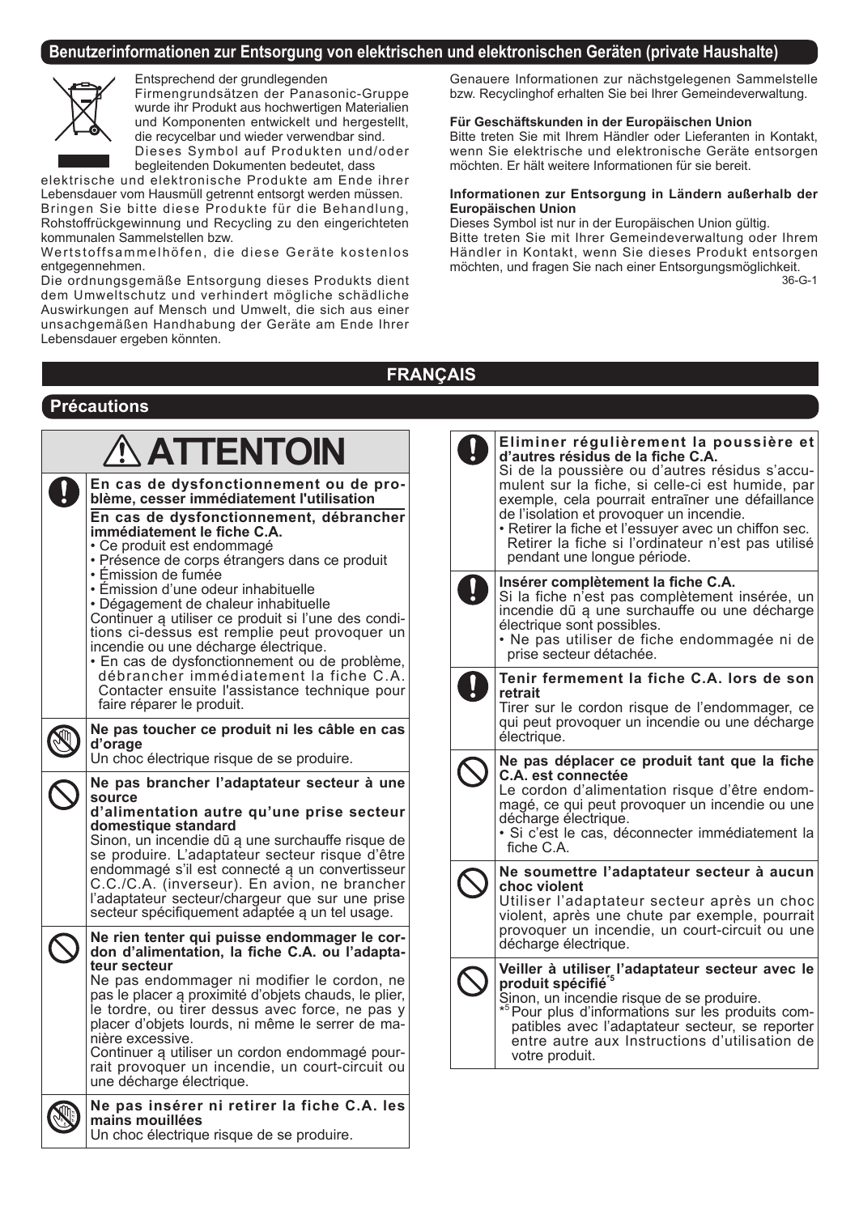## Benutzerinformationen zur Entsorgung von elektrischen und elektronischen Geräten (private Haushalte)

Entsprechend der grundlegenden Firmengrundsätzen der Panasonic-Gruppe wurde ihr Produkt aus hochwertigen Materialien und Komponenten entwickelt und hergestellt, die recycelbar und wieder verwendbar sind.
Dieses Symbol auf Produkten und/oder begleitenden Dokumenten bedeutet, dass elektrische und elektronische Produkte am Ende ihrer Lebensdauer vom Hausmüll getrennt entsorgt werden müssen.
Bringen Sie bitte diese Produkte für die Behandlung, Rohstoffrückgewinnung und Recycling zu den eingerichteten kommunalen Sammelstellen bzw. Wertstoffsammelhöfen, die diese Geräte kostenlos entgegennehmen.
Die ordnungsgemäße Entsorgung dieses Produkts dient dem Umweltschutz und verhindert mögliche schädliche Auswirkungen auf Mensch und Umwelt, die sich aus einer unsachgemäßen Handhabung der Geräte am Ende Ihrer Lebensdauer ergeben könnten.

Genauere Informationen zur nächstgelegenen Sammelstelle bzw. Recyclinghof erhalten Sie bei Ihrer Gemeindeverwaltung.

**Für Geschäftskunden in der Europäischen Union**
Bitte treten Sie mit Ihrem Händler oder Lieferanten in Kontakt, wenn Sie elektrische und elektronische Geräte entsorgen möchten. Er hält weitere Informationen für sie bereit.

**Informationen zur Entsorgung in Ländern außerhalb der Europäischen Union**
Dieses Symbol ist nur in der Europäischen Union gültig.
Bitte treten Sie mit Ihrer Gemeindeverwaltung oder Ihrem Händler in Kontakt, wenn Sie dieses Produkt entsorgen möchten, und fragen Sie nach einer Entsorgungsmöglichkeit.

36-G-1

# FRANÇAIS

## Précautions

### ⚠ ATTENTOIN

**En cas de dysfonctionnement ou de problème, cesser immédiatement l'utilisation**

**En cas de dysfonctionnement, débrancher immédiatement le fiche C.A.**
- Ce produit est endommagé
- Présence de corps étrangers dans ce produit
- Émission de fumée
- Émission d'une odeur inhabituelle
- Dégagement de chaleur inhabituelle

Continuer ą utiliser ce produit si l'une des conditions ci-dessus est remplie peut provoquer un incendie ou une décharge électrique.
- En cas de dysfonctionnement ou de problème, débrancher immédiatement la fiche C.A. Contacter ensuite l'assistance technique pour faire réparer le produit.

**Ne pas toucher ce produit ni les câble en cas d'orage**
Un choc électrique risque de se produire.

**Ne pas brancher l'adaptateur secteur à une source d'alimentation autre qu'une prise secteur domestique standard**
Sinon, un incendie dū ą une surchauffe risque de se produire. L'adaptateur secteur risque d'être endommagé s'il est connecté ą un convertisseur C.C./C.A. (inverseur). En avion, ne brancher l'adaptateur secteur/chargeur que sur une prise secteur spécifiquement adaptée ą un tel usage.

**Ne rien tenter qui puisse endommager le cordon d'alimentation, la fiche C.A. ou l'adaptateur secteur**
Ne pas endommager ni modifier le cordon, ne pas le placer ą proximité d'objets chauds, le plier, le tordre, ou tirer dessus avec force, ne pas y placer d'objets lourds, ni même le serrer de manière excessive.
Continuer ą utiliser un cordon endommagé pourrait provoquer un incendie, un court-circuit ou une décharge électrique.

**Ne pas insérer ni retirer la fiche C.A. les mains mouillées**
Un choc électrique risque de se produire.

**Eliminer régulièrement la poussière et d'autres résidus de la fiche C.A.**
Si de la poussière ou d'autres résidus s'accumulent sur la fiche, si celle-ci est humide, par exemple, cela pourrait entraīner une défaillance de l'isolation et provoquer un incendie.
- Retirer la fiche et l'essuyer avec un chiffon sec. Retirer la fiche si l'ordinateur n'est pas utilisé pendant une longue période.

**Insérer complètement la fiche C.A.**
Si la fiche n'est pas complètement insérée, un incendie dū ą une surchauffe ou une décharge électrique sont possibles.
- Ne pas utiliser de fiche endommagée ni de prise secteur détachée.

**Tenir fermement la fiche C.A. lors de son retrait**
Tirer sur le cordon risque de l'endommager, ce qui peut provoquer un incendie ou une décharge électrique.

**Ne pas déplacer ce produit tant que la fiche C.A. est connectée**
Le cordon d'alimentation risque d'être endommagé, ce qui peut provoquer un incendie ou une décharge électrique.
- Si c'est le cas, déconnecter immédiatement la fiche C.A.

**Ne soumettre l'adaptateur secteur à aucun choc violent**
Utiliser l'adaptateur secteur après un choc violent, après une chute par exemple, pourrait provoquer un incendie, un court-circuit ou une décharge électrique.

**Veiller à utiliser l'adaptateur secteur avec le produit spécifié[*5]**
Sinon, un incendie risque de se produire.
[*5] Pour plus d'informations sur les produits compatibles avec l'adaptateur secteur, se reporter entre autre aux Instructions d'utilisation de votre produit.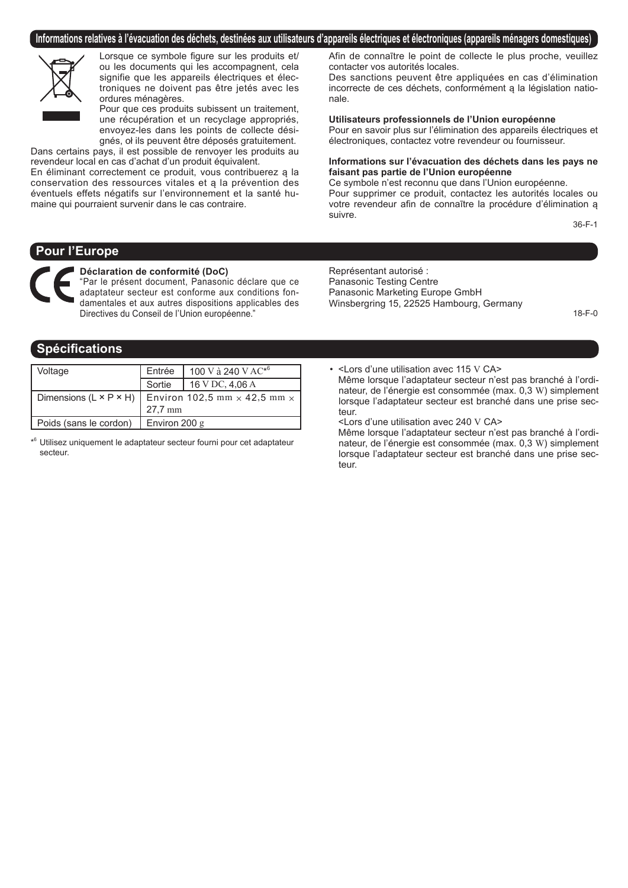## Informations relatives à l'évacuation des déchets, destinées aux utilisateurs d'appareils électriques et électroniques (appareils ménagers domestiques)

Lorsque ce symbole figure sur les produits et/ ou les documents qui les accompagnent, cela signifie que les appareils électriques et électroniques ne doivent pas être jetés avec les ordures ménagères.

Pour que ces produits subissent un traitement, une récupération et un recyclage appropriés, envoyez-les dans les points de collecte désignés, oł ils peuvent être déposés gratuitement.

Dans certains pays, il est possible de renvoyer les produits au revendeur local en cas d'achat d'un produit équivalent.

En éliminant correctement ce produit, vous contribuerez ą la conservation des ressources vitales et ą la prévention des éventuels effets négatifs sur l'environnement et la santé humaine qui pourraient survenir dans le cas contraire.

Afin de connaître le point de collecte le plus proche, veuillez contacter vos autorités locales.

Des sanctions peuvent être appliquées en cas d'élimination incorrecte de ces déchets, conformément ą la législation nationale.

**Utilisateurs professionnels de l'Union européenne**

Pour en savoir plus sur l'élimination des appareils électriques et électroniques, contactez votre revendeur ou fournisseur.

**Informations sur l'évacuation des déchets dans les pays ne faisant pas partie de l'Union européenne**

Ce symbole n'est reconnu que dans l'Union européenne.

Pour supprimer ce produit, contactez les autorités locales ou votre revendeur afin de connaître la procédure d'élimination ą suivre.

36-F-1

## Pour l'Europe

**Déclaration de conformité (DoC)**

"Par le présent document, Panasonic déclare que ce adaptateur secteur est conforme aux conditions fondamentales et aux autres dispositions applicables des Directives du Conseil de l'Union européenne."

Représentant autorisé :
Panasonic Testing Centre
Panasonic Marketing Europe GmbH
Winsbergring 15, 22525 Hambourg, Germany

18-F-0

## Spécifications

| | | |
|---|---|---|
| Voltage | Entrée | 100 V à 240 V AC*[6] |
| | Sortie | 16 V DC, 4,06 A |
| Dimensions (L × P × H) | Environ 102,5 mm × 42,5 mm × 27,7 mm | |
| Poids (sans le cordon) | Environ 200 g | |

*[6] Utilisez uniquement le adaptateur secteur fourni pour cet adaptateur secteur.

- <Lors d'une utilisation avec 115 V CA>
  Même lorsque l'adaptateur secteur n'est pas branché à l'ordinateur, de l'énergie est consommée (max. 0,3 W) simplement lorsque l'adaptateur secteur est branché dans une prise secteur.
  <Lors d'une utilisation avec 240 V CA>
  Même lorsque l'adaptateur secteur n'est pas branché à l'ordinateur, de l'énergie est consommée (max. 0,3 W) simplement lorsque l'adaptateur secteur est branché dans une prise secteur.